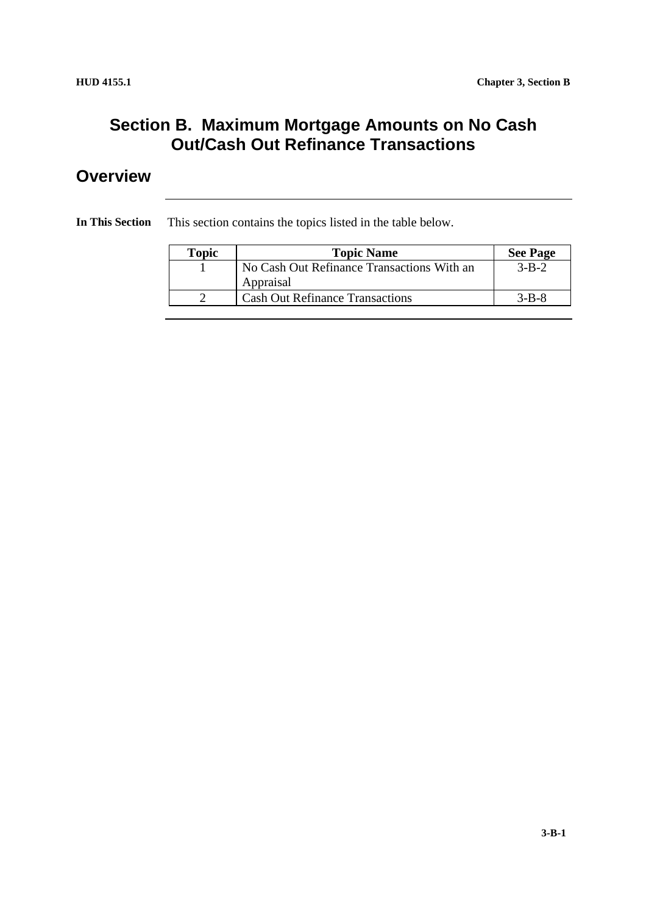# Section B. Maximum Mortgage Amounts on No Cash Out/Cash Out Refinance Transactions

## Overview

**In This Section**

This section contains the topics listed in the table below.

| Topic | Topic Name | See Page |
|---|---|---|
| 1 | No Cash Out Refinance Transactions With an Appraisal | 3-B-2 |
| 2 | Cash Out Refinance Transactions | 3-B-8 |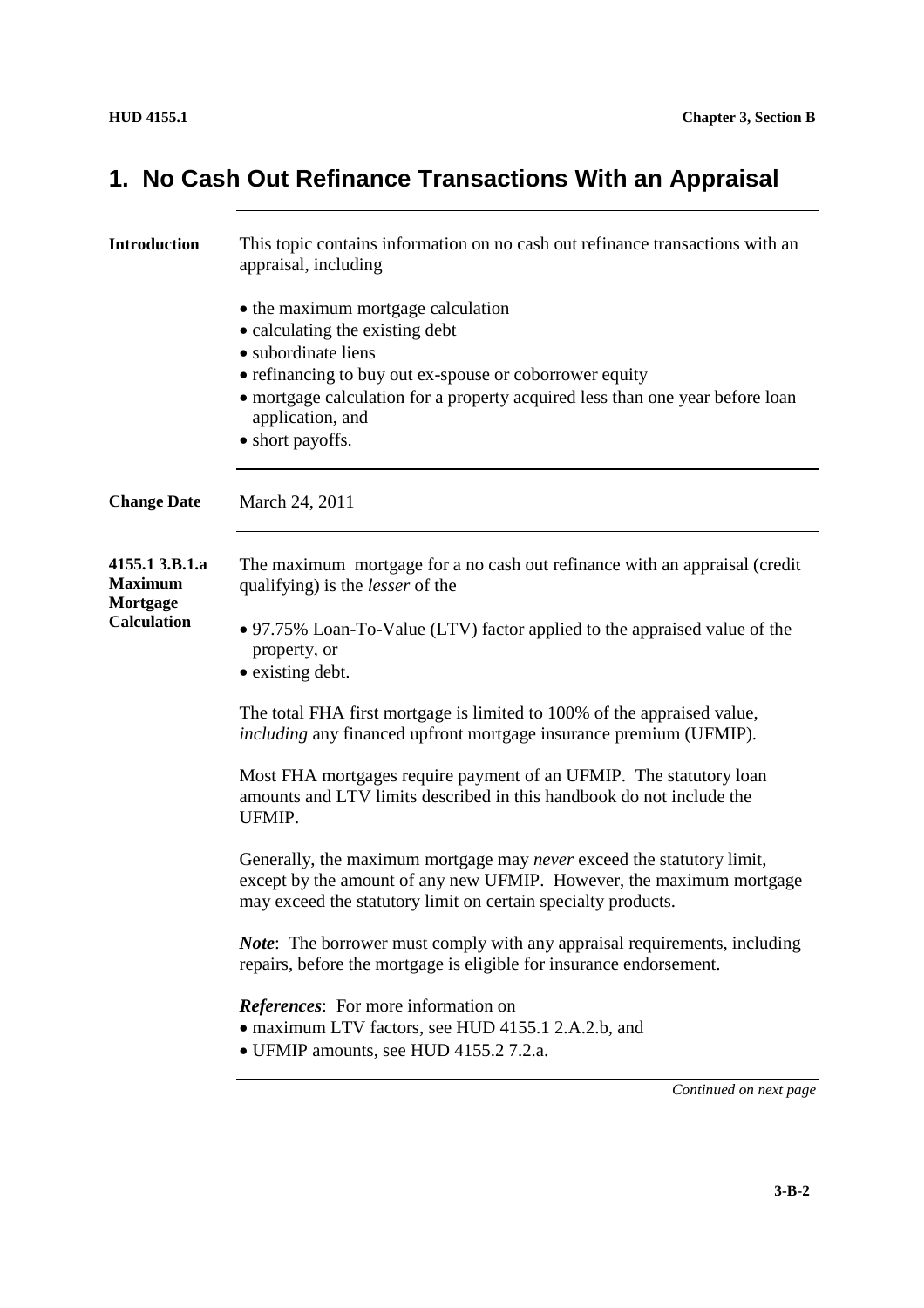# 1. No Cash Out Refinance Transactions With an Appraisal

**Introduction**

This topic contains information on no cash out refinance transactions with an appraisal, including

- the maximum mortgage calculation
- calculating the existing debt
- subordinate liens
- refinancing to buy out ex-spouse or coborrower equity
- mortgage calculation for a property acquired less than one year before loan application, and
- short payoffs.

**Change Date**

March 24, 2011

**4155.1 3.B.1.a Maximum Mortgage Calculation**

The maximum mortgage for a no cash out refinance with an appraisal (credit qualifying) is the *lesser* of the

- 97.75% Loan-To-Value (LTV) factor applied to the appraised value of the property, or
- existing debt.

The total FHA first mortgage is limited to 100% of the appraised value, *including* any financed upfront mortgage insurance premium (UFMIP).

Most FHA mortgages require payment of an UFMIP. The statutory loan amounts and LTV limits described in this handbook do not include the UFMIP.

Generally, the maximum mortgage may *never* exceed the statutory limit, except by the amount of any new UFMIP. However, the maximum mortgage may exceed the statutory limit on certain specialty products.

***Note***: The borrower must comply with any appraisal requirements, including repairs, before the mortgage is eligible for insurance endorsement.

***References***: For more information on

- maximum LTV factors, see HUD 4155.1 2.A.2.b, and
- UFMIP amounts, see HUD 4155.2 7.2.a.

*Continued on next page*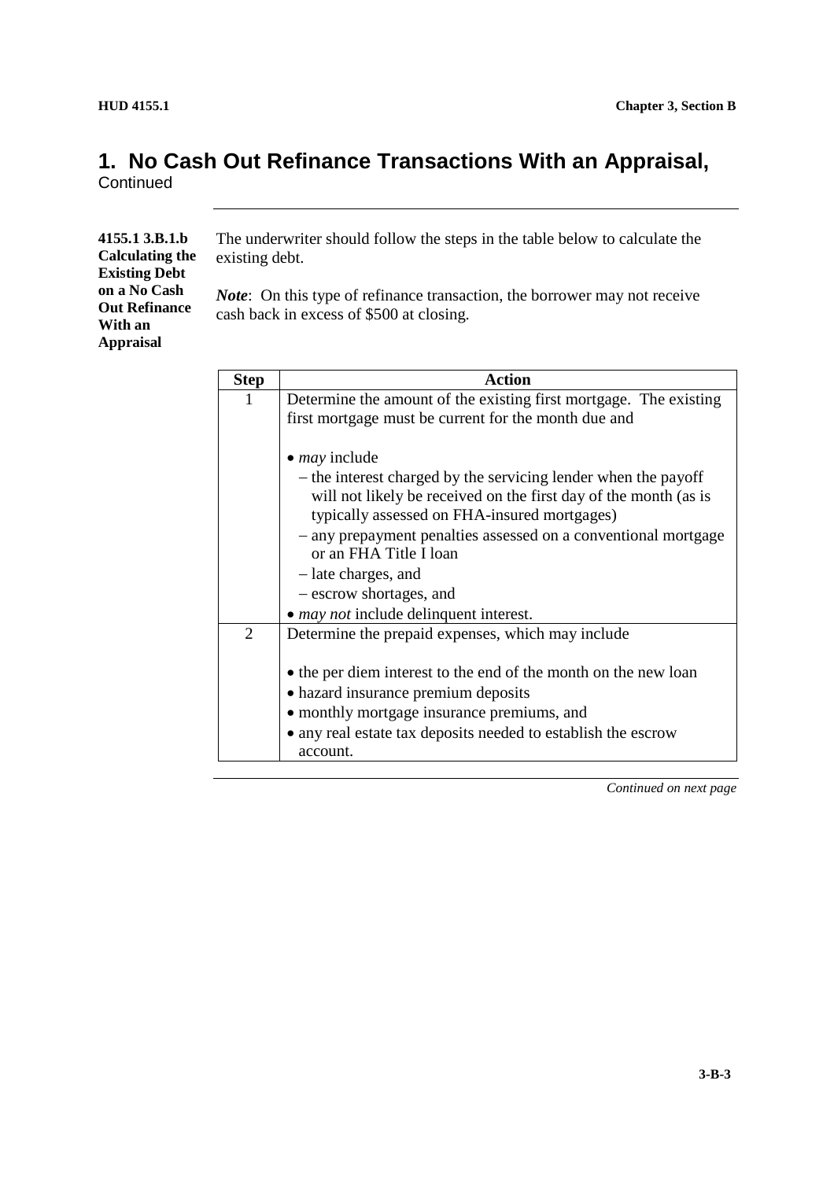# 1. No Cash Out Refinance Transactions With an Appraisal, Continued

**4155.1 3.B.1.b Calculating the Existing Debt on a No Cash Out Refinance With an Appraisal**

The underwriter should follow the steps in the table below to calculate the existing debt.

***Note***: On this type of refinance transaction, the borrower may not receive cash back in excess of $500 at closing.

| Step | Action |
|---|---|
| 1 | Determine the amount of the existing first mortgage. The existing first mortgage must be current for the month due and<br><br>• *may* include<br>– the interest charged by the servicing lender when the payoff will not likely be received on the first day of the month (as is typically assessed on FHA-insured mortgages)<br>– any prepayment penalties assessed on a conventional mortgage or an FHA Title I loan<br>– late charges, and<br>– escrow shortages, and<br>• *may not* include delinquent interest. |
| 2 | Determine the prepaid expenses, which may include<br><br>• the per diem interest to the end of the month on the new loan<br>• hazard insurance premium deposits<br>• monthly mortgage insurance premiums, and<br>• any real estate tax deposits needed to establish the escrow account. |

*Continued on next page*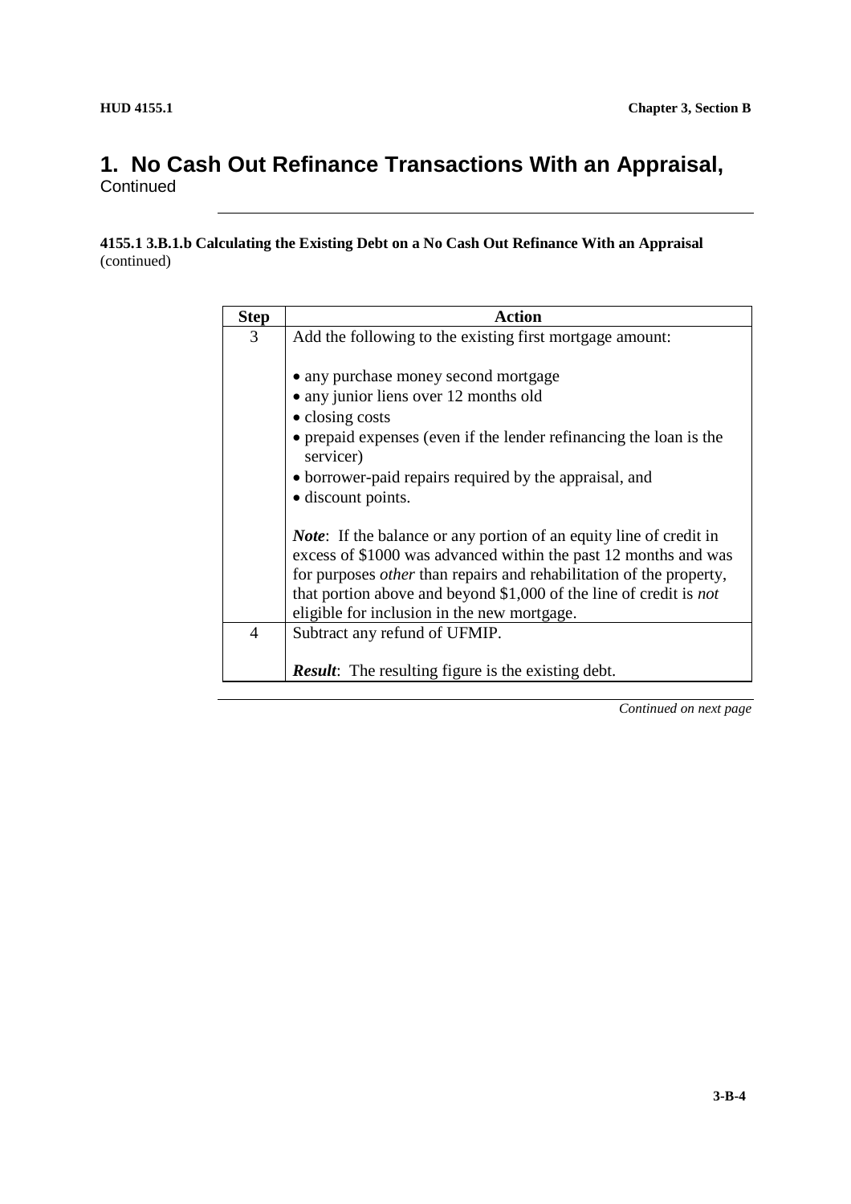# 1. No Cash Out Refinance Transactions With an Appraisal, Continued

**4155.1 3.B.1.b Calculating the Existing Debt on a No Cash Out Refinance With an Appraisal** (continued)

| Step | Action |
|---|---|
| 3 | Add the following to the existing first mortgage amount:<br><br>• any purchase money second mortgage<br>• any junior liens over 12 months old<br>• closing costs<br>• prepaid expenses (even if the lender refinancing the loan is the servicer)<br>• borrower-paid repairs required by the appraisal, and<br>• discount points.<br><br>***Note***: If the balance or any portion of an equity line of credit in excess of $1000 was advanced within the past 12 months and was for purposes *other* than repairs and rehabilitation of the property, that portion above and beyond $1,000 of the line of credit is *not* eligible for inclusion in the new mortgage. |
| 4 | Subtract any refund of UFMIP.<br><br>***Result***: The resulting figure is the existing debt. |

*Continued on next page*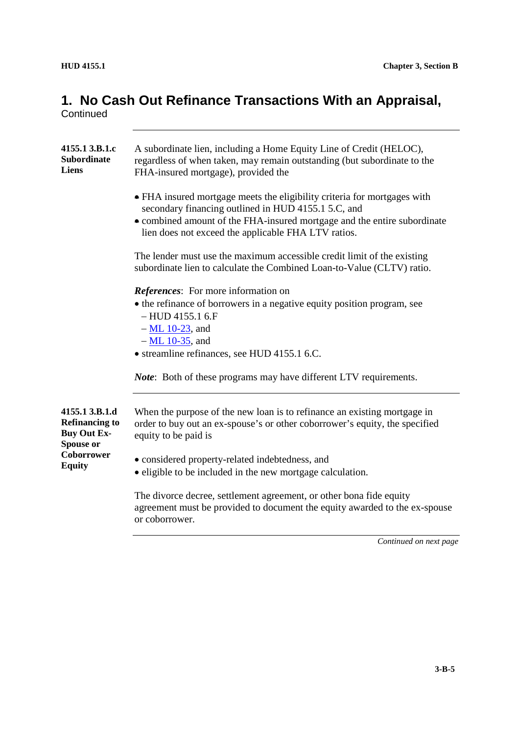## 1. No Cash Out Refinance Transactions With an Appraisal, Continued

**4155.1 3.B.1.c Subordinate Liens**

A subordinate lien, including a Home Equity Line of Credit (HELOC), regardless of when taken, may remain outstanding (but subordinate to the FHA-insured mortgage), provided the

- FHA insured mortgage meets the eligibility criteria for mortgages with secondary financing outlined in HUD 4155.1 5.C, and
- combined amount of the FHA-insured mortgage and the entire subordinate lien does not exceed the applicable FHA LTV ratios.

The lender must use the maximum accessible credit limit of the existing subordinate lien to calculate the Combined Loan-to-Value (CLTV) ratio.

***References***: For more information on

- the refinance of borrowers in a negative equity position program, see
  - HUD 4155.1 6.F
  - ML 10-23, and
  - ML 10-35, and
- streamline refinances, see HUD 4155.1 6.C.

***Note***: Both of these programs may have different LTV requirements.

---

**4155.1 3.B.1.d Refinancing to Buy Out Ex-Spouse or Coborrower Equity**

When the purpose of the new loan is to refinance an existing mortgage in order to buy out an ex-spouse's or other coborrower's equity, the specified equity to be paid is

- considered property-related indebtedness, and
- eligible to be included in the new mortgage calculation.

The divorce decree, settlement agreement, or other bona fide equity agreement must be provided to document the equity awarded to the ex-spouse or coborrower.

*Continued on next page*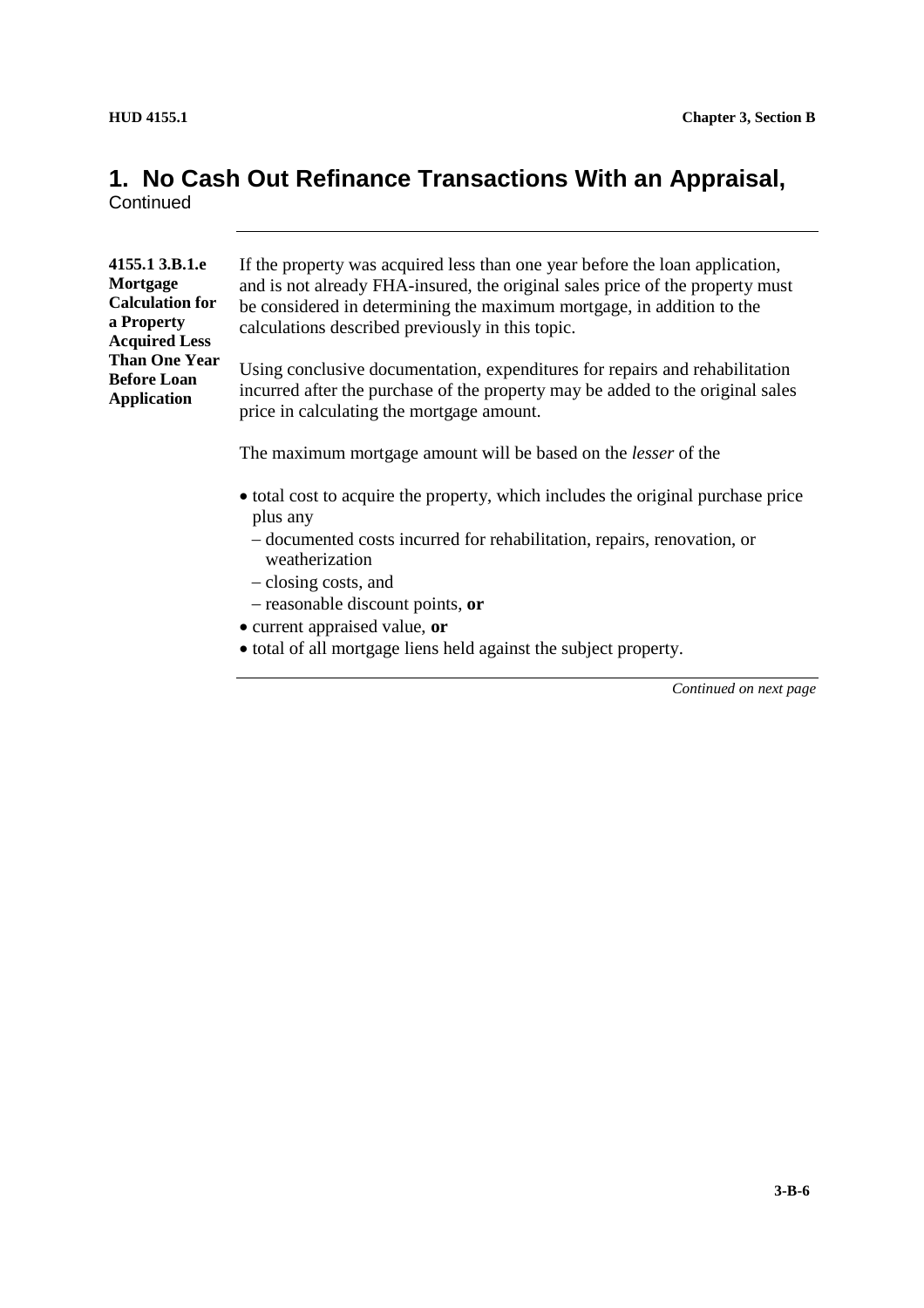# 1. No Cash Out Refinance Transactions With an Appraisal,
Continued

**4155.1 3.B.1.e Mortgage Calculation for a Property Acquired Less Than One Year Before Loan Application**

If the property was acquired less than one year before the loan application, and is not already FHA-insured, the original sales price of the property must be considered in determining the maximum mortgage, in addition to the calculations described previously in this topic.

Using conclusive documentation, expenditures for repairs and rehabilitation incurred after the purchase of the property may be added to the original sales price in calculating the mortgage amount.

The maximum mortgage amount will be based on the *lesser* of the

- total cost to acquire the property, which includes the original purchase price plus any
  - documented costs incurred for rehabilitation, repairs, renovation, or weatherization
  - closing costs, and
  - reasonable discount points, **or**
- current appraised value, **or**
- total of all mortgage liens held against the subject property.

*Continued on next page*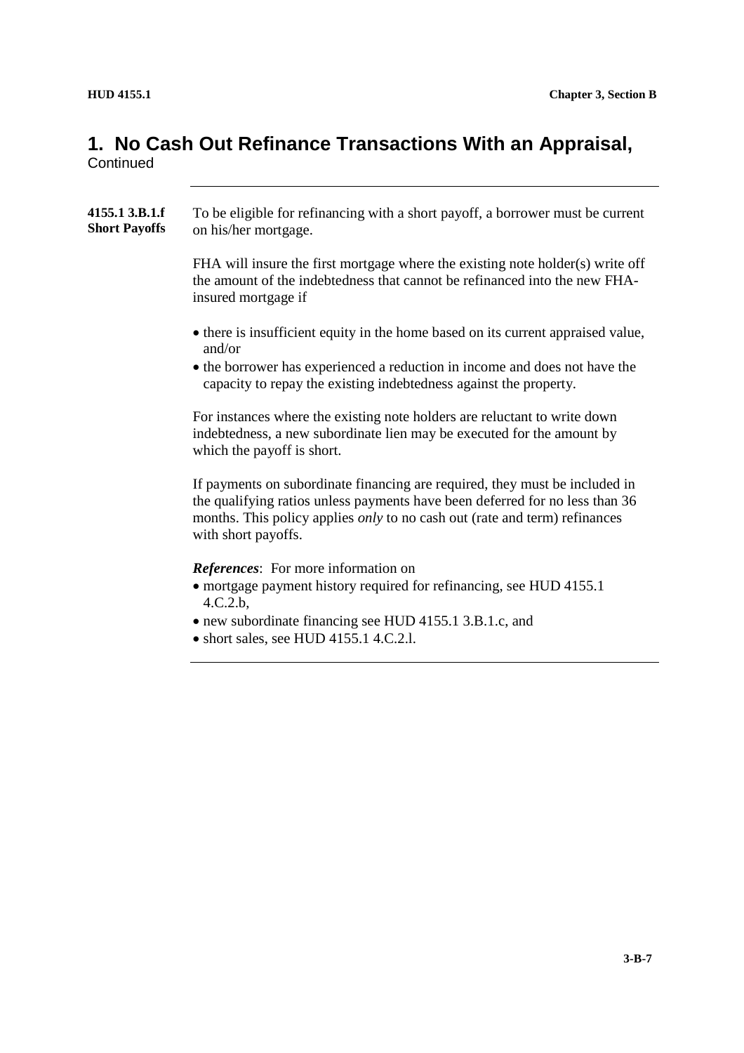# 1. No Cash Out Refinance Transactions With an Appraisal, Continued

**4155.1 3.B.1.f Short Payoffs**

To be eligible for refinancing with a short payoff, a borrower must be current on his/her mortgage.

FHA will insure the first mortgage where the existing note holder(s) write off the amount of the indebtedness that cannot be refinanced into the new FHA-insured mortgage if

- there is insufficient equity in the home based on its current appraised value, and/or
- the borrower has experienced a reduction in income and does not have the capacity to repay the existing indebtedness against the property.

For instances where the existing note holders are reluctant to write down indebtedness, a new subordinate lien may be executed for the amount by which the payoff is short.

If payments on subordinate financing are required, they must be included in the qualifying ratios unless payments have been deferred for no less than 36 months. This policy applies *only* to no cash out (rate and term) refinances with short payoffs.

***References***: For more information on

- mortgage payment history required for refinancing, see HUD 4155.1 4.C.2.b,
- new subordinate financing see HUD 4155.1 3.B.1.c, and
- short sales, see HUD 4155.1 4.C.2.l.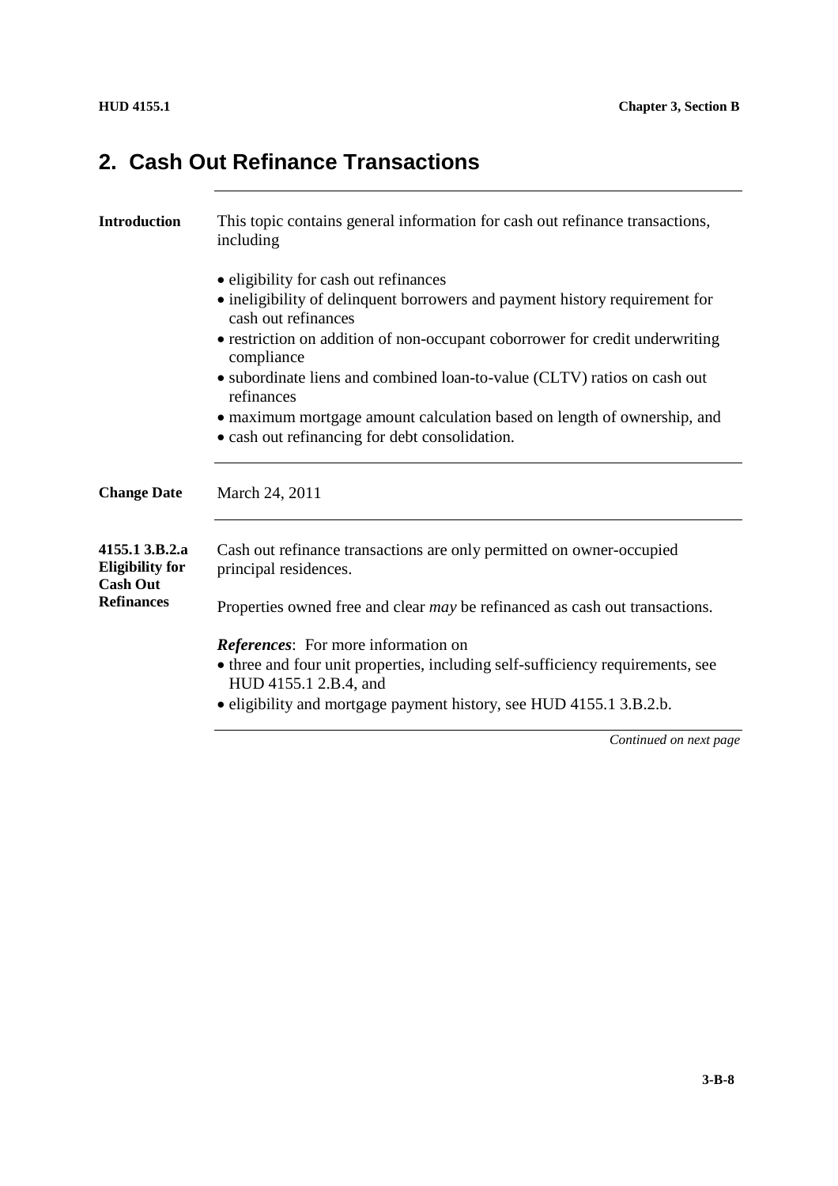## 2. Cash Out Refinance Transactions

**Introduction**

This topic contains general information for cash out refinance transactions, including

- eligibility for cash out refinances
- ineligibility of delinquent borrowers and payment history requirement for cash out refinances
- restriction on addition of non-occupant coborrower for credit underwriting compliance
- subordinate liens and combined loan-to-value (CLTV) ratios on cash out refinances
- maximum mortgage amount calculation based on length of ownership, and
- cash out refinancing for debt consolidation.

**Change Date**

March 24, 2011

**4155.1 3.B.2.a Eligibility for Cash Out Refinances**

Cash out refinance transactions are only permitted on owner-occupied principal residences.

Properties owned free and clear *may* be refinanced as cash out transactions.

***References***: For more information on

- three and four unit properties, including self-sufficiency requirements, see HUD 4155.1 2.B.4, and
- eligibility and mortgage payment history, see HUD 4155.1 3.B.2.b.

*Continued on next page*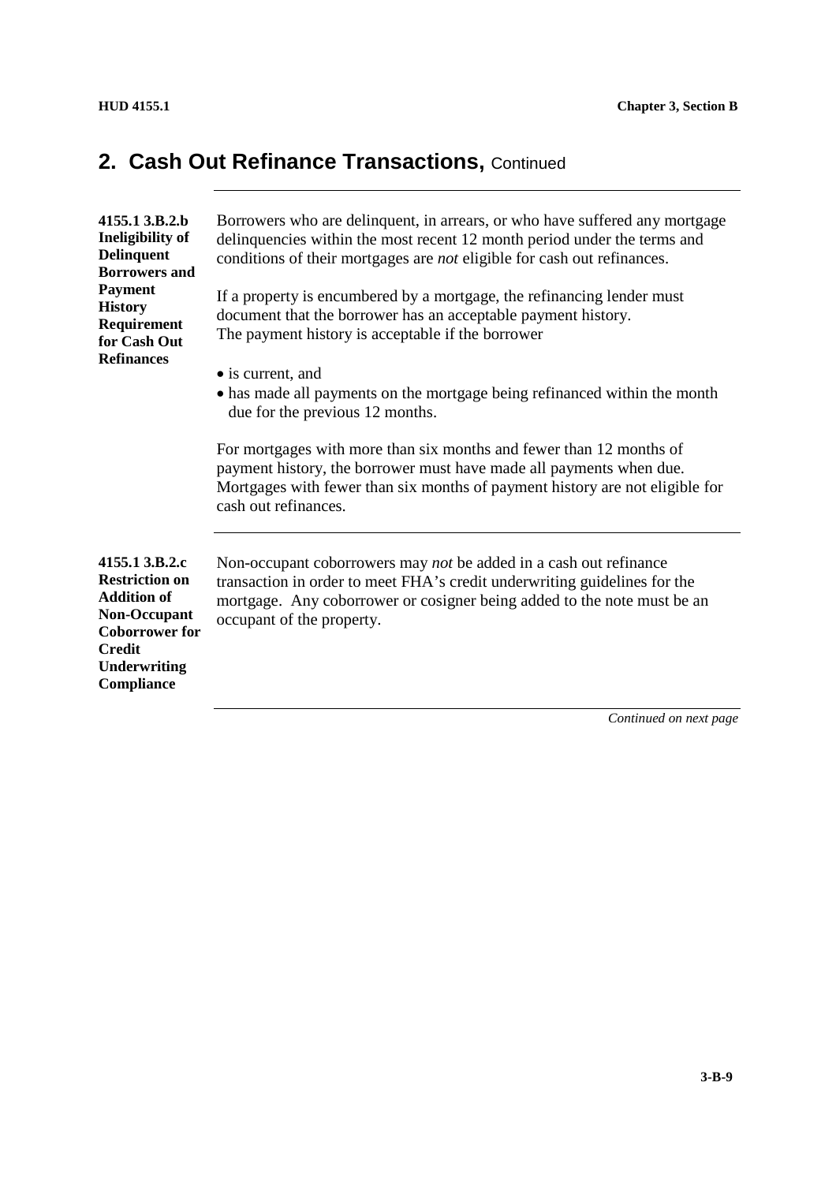## 2. Cash Out Refinance Transactions, Continued

**4155.1 3.B.2.b Ineligibility of Delinquent Borrowers and Payment History Requirement for Cash Out Refinances**

Borrowers who are delinquent, in arrears, or who have suffered any mortgage delinquencies within the most recent 12 month period under the terms and conditions of their mortgages are *not* eligible for cash out refinances.

If a property is encumbered by a mortgage, the refinancing lender must document that the borrower has an acceptable payment history. The payment history is acceptable if the borrower

- is current, and
- has made all payments on the mortgage being refinanced within the month due for the previous 12 months.

For mortgages with more than six months and fewer than 12 months of payment history, the borrower must have made all payments when due. Mortgages with fewer than six months of payment history are not eligible for cash out refinances.

**4155.1 3.B.2.c Restriction on Addition of Non-Occupant Coborrower for Credit Underwriting Compliance**

Non-occupant coborrowers may *not* be added in a cash out refinance transaction in order to meet FHA's credit underwriting guidelines for the mortgage. Any coborrower or cosigner being added to the note must be an occupant of the property.

*Continued on next page*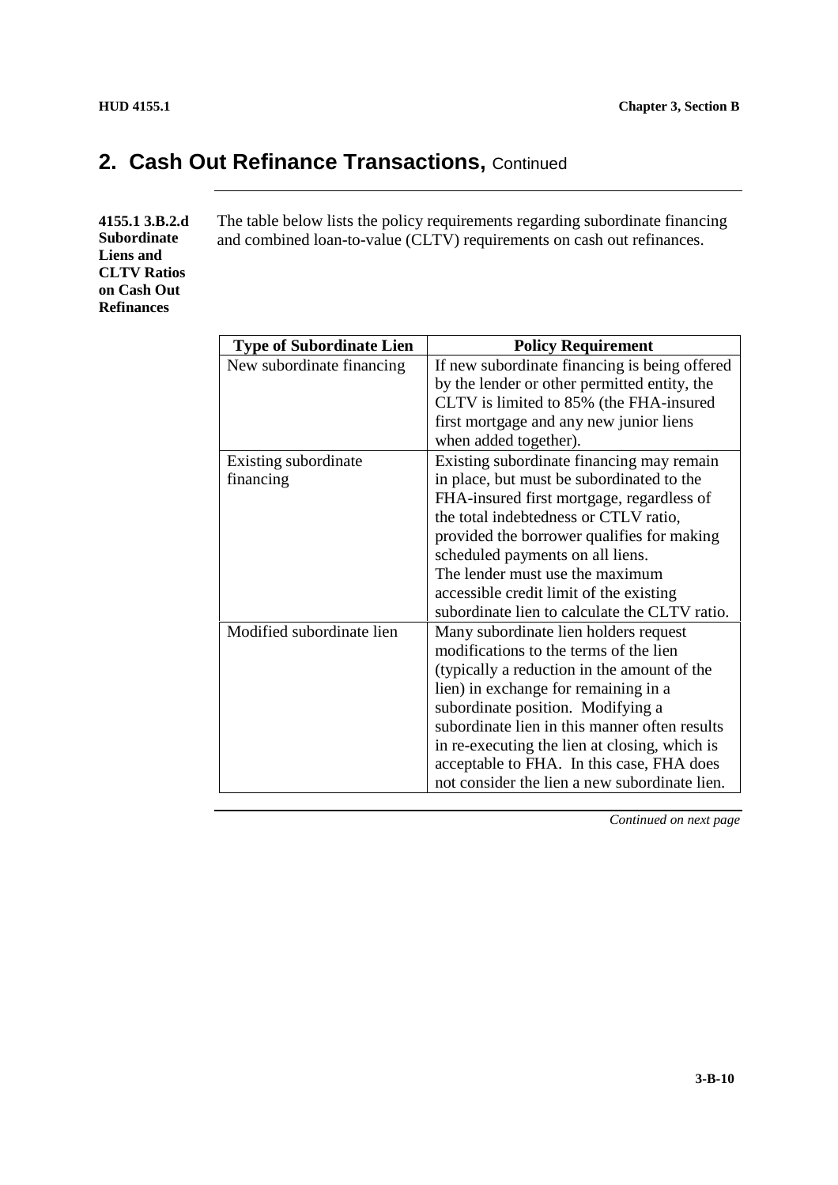## 2. Cash Out Refinance Transactions, Continued

**4155.1 3.B.2.d Subordinate Liens and CLTV Ratios on Cash Out Refinances**

The table below lists the policy requirements regarding subordinate financing and combined loan-to-value (CLTV) requirements on cash out refinances.

| Type of Subordinate Lien | Policy Requirement |
| --- | --- |
| New subordinate financing | If new subordinate financing is being offered by the lender or other permitted entity, the CLTV is limited to 85% (the FHA-insured first mortgage and any new junior liens when added together). |
| Existing subordinate financing | Existing subordinate financing may remain in place, but must be subordinated to the FHA-insured first mortgage, regardless of the total indebtedness or CTLV ratio, provided the borrower qualifies for making scheduled payments on all liens.<br>The lender must use the maximum accessible credit limit of the existing subordinate lien to calculate the CLTV ratio. |
| Modified subordinate lien | Many subordinate lien holders request modifications to the terms of the lien (typically a reduction in the amount of the lien) in exchange for remaining in a subordinate position. Modifying a subordinate lien in this manner often results in re-executing the lien at closing, which is acceptable to FHA. In this case, FHA does not consider the lien a new subordinate lien. |

*Continued on next page*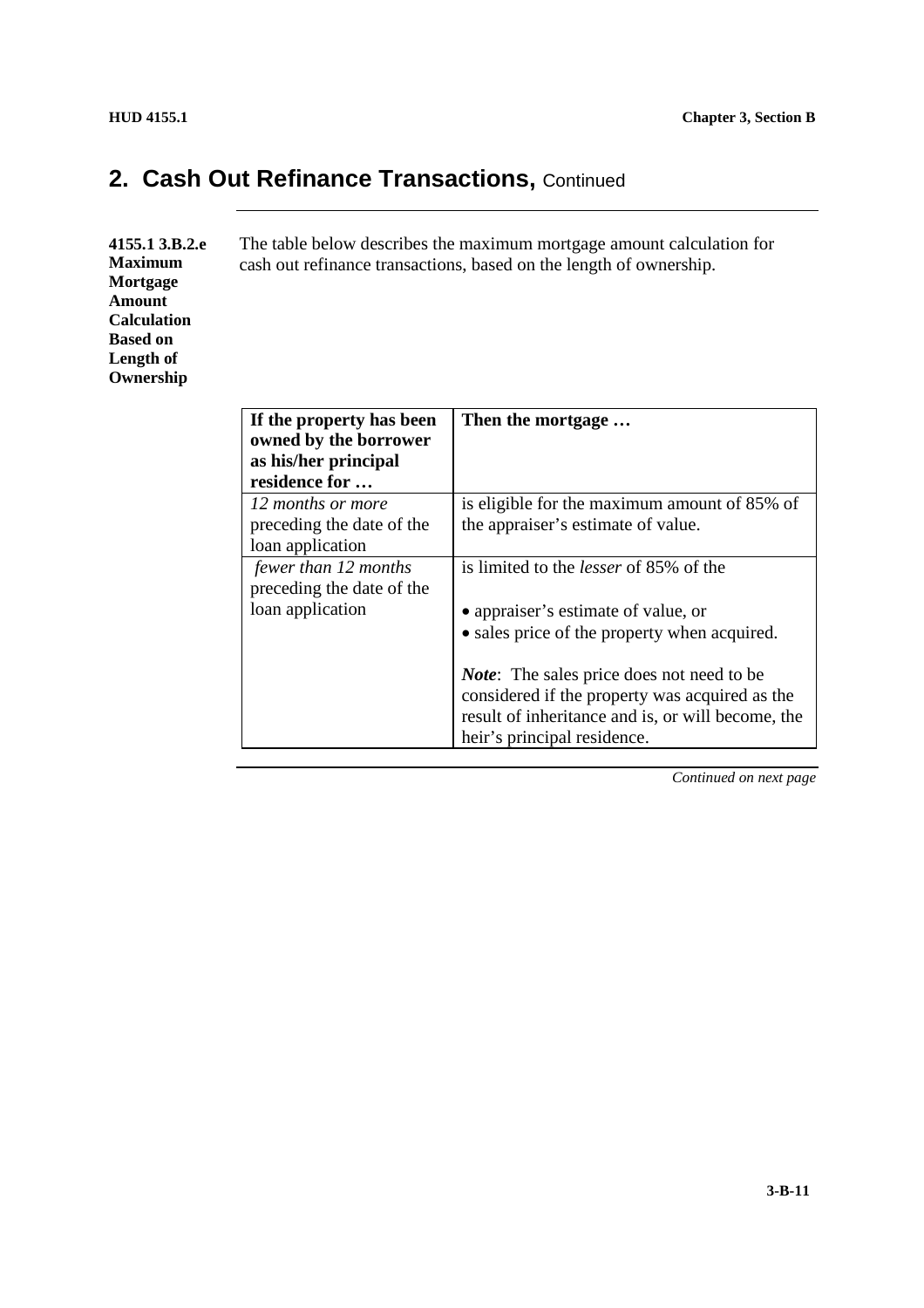## 2. Cash Out Refinance Transactions, Continued

**4155.1 3.B.2.e Maximum Mortgage Amount Calculation Based on Length of Ownership**

The table below describes the maximum mortgage amount calculation for cash out refinance transactions, based on the length of ownership.

| If the property has been owned by the borrower as his/her principal residence for … | Then the mortgage … |
|---|---|
| *12 months or more* preceding the date of the loan application | is eligible for the maximum amount of 85% of the appraiser's estimate of value. |
| *fewer than 12 months* preceding the date of the loan application | is limited to the *lesser* of 85% of the<br><br>• appraiser's estimate of value, or<br>• sales price of the property when acquired.<br><br>***Note***: The sales price does not need to be considered if the property was acquired as the result of inheritance and is, or will become, the heir's principal residence. |

*Continued on next page*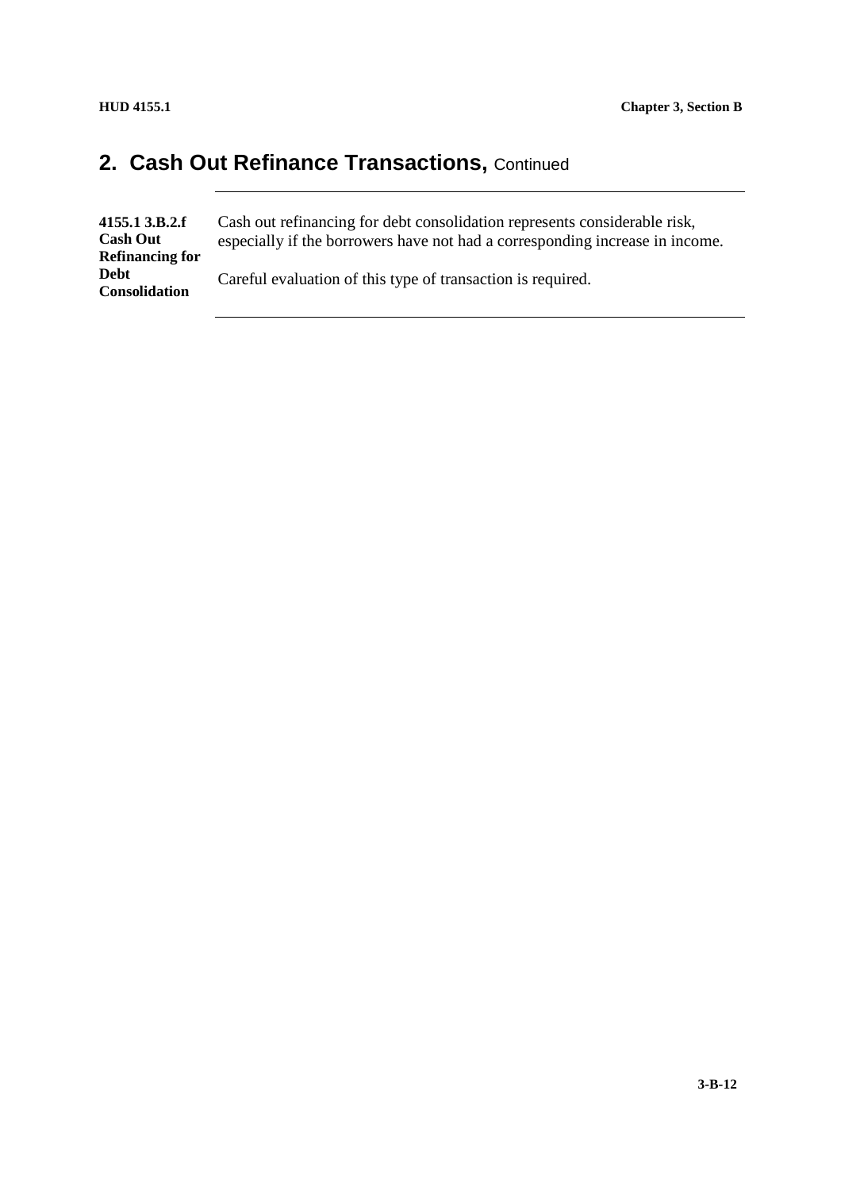## 2. Cash Out Refinance Transactions, Continued

**4155.1 3.B.2.f Cash Out Refinancing for Debt Consolidation**

Cash out refinancing for debt consolidation represents considerable risk, especially if the borrowers have not had a corresponding increase in income.

Careful evaluation of this type of transaction is required.